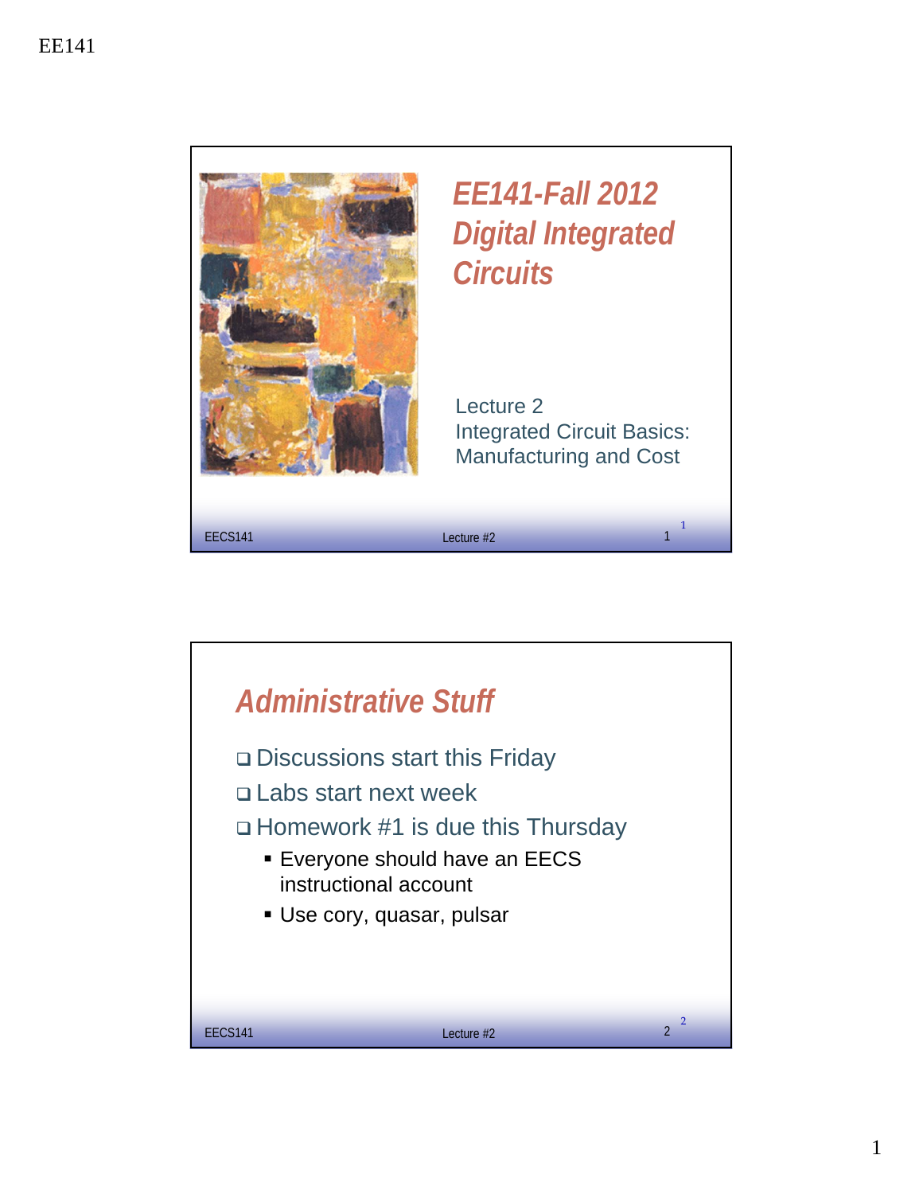# EE141-Fall 2012 Digital Integrated Circuits

Lecture 2
Integrated Circuit Basics:
Manufacturing and Cost

## Administrative Stuff

- Discussions start this Friday
- Labs start next week
- Homework #1 is due this Thursday
  - Everyone should have an EECS instructional account
  - Use cory, quasar, pulsar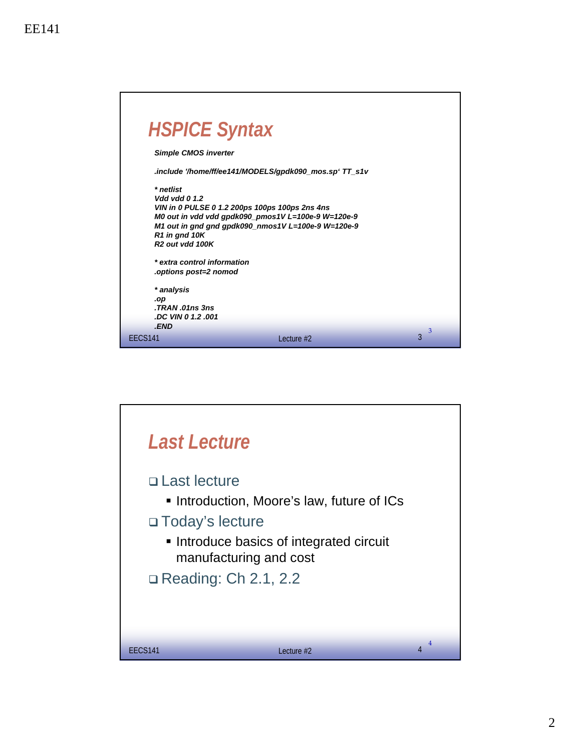## HSPICE Syntax

```
Simple CMOS inverter

.include '/home/ff/ee141/MODELS/gpdk090_mos.sp' TT_s1v

* netlist
Vdd vdd 0 1.2
VIN in 0 PULSE 0 1.2 200ps 100ps 100ps 2ns 4ns
M0 out in vdd vdd gpdk090_pmos1V L=100e-9 W=120e-9
M1 out in gnd gnd gpdk090_nmos1V L=100e-9 W=120e-9
R1 in gnd 10K
R2 out vdd 100K

* extra control information
.options post=2 nomod

* analysis
.op
.TRAN .01ns 3ns
.DC VIN 0 1.2 .001
.END
```

## Last Lecture

- Last lecture
  - Introduction, Moore's law, future of ICs
- Today's lecture
  - Introduce basics of integrated circuit manufacturing and cost
- Reading: Ch 2.1, 2.2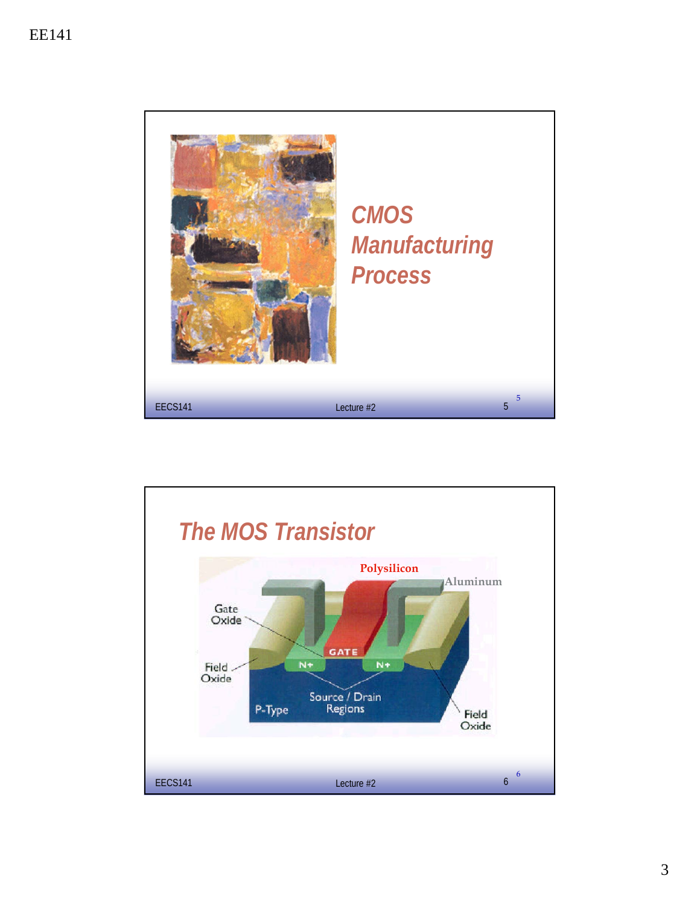## CMOS Manufacturing Process

## The MOS Transistor

Polysilicon

Aluminum

Gate Oxide

Field Oxide

GATE

N+

N+

Source / Drain Regions

P-Type

Field Oxide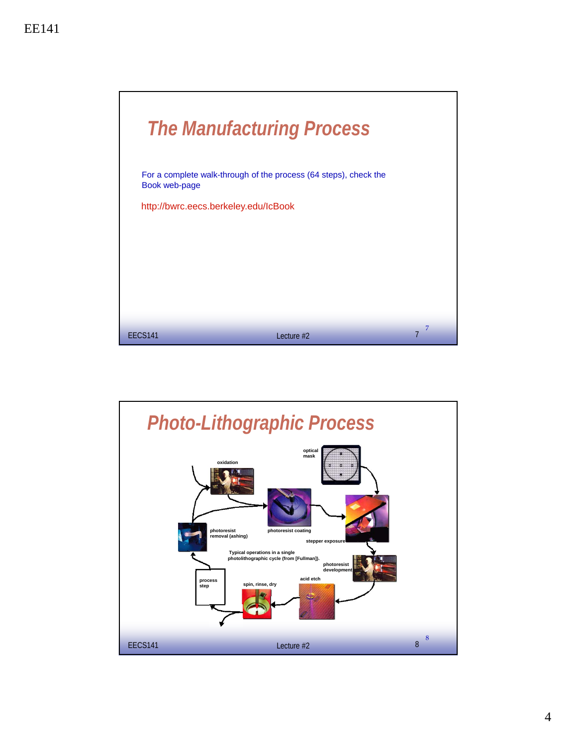# The Manufacturing Process

For a complete walk-through of the process (64 steps), check the Book web-page

http://bwrc.eecs.berkeley.edu/IcBook

# Photo-Lithographic Process

oxidation

optical mask

photoresist coating

stepper exposure

photoresist removal (ashing)

Typical operations in a single photolithographic cycle (from [Fullman]).

photoresist development

process step

spin, rinse, dry

acid etch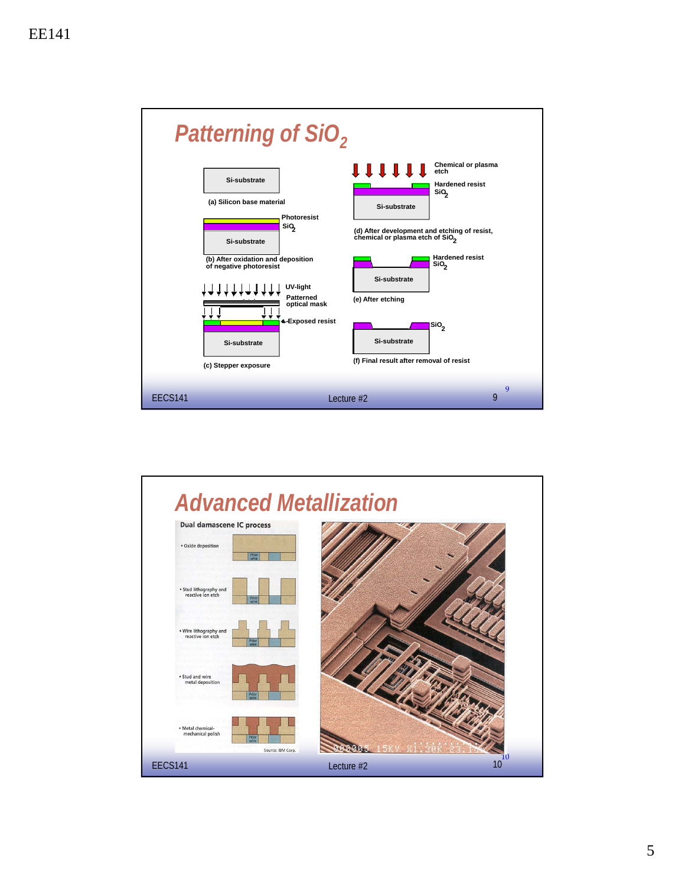## Patterning of $SiO_2$

Si-substrate

(a) Silicon base material

Photoresist

$SiO_2$

Si-substrate

(b) After oxidation and deposition of negative photoresist

UV-light

Patterned optical mask

Exposed resist

Si-substrate

(c) Stepper exposure

Chemical or plasma etch

Hardened resist

$SiO_2$

Si-substrate

(d) After development and etching of resist, chemical or plasma etch of $SiO_2$

Hardened resist

$SiO_2$

Si-substrate

(e) After etching

$SiO_2$

Si-substrate

(f) Final result after removal of resist

EECS141 Lecture #2

## Advanced Metallization

Dual damascene IC process

- Oxide deposition
- Stud lithography and reactive ion etch
- Wire lithography and reactive ion etch
- Stud and wire metal deposition
- Metal chemical-mechanical polish

Source: IBM Corp.

EECS141 Lecture #2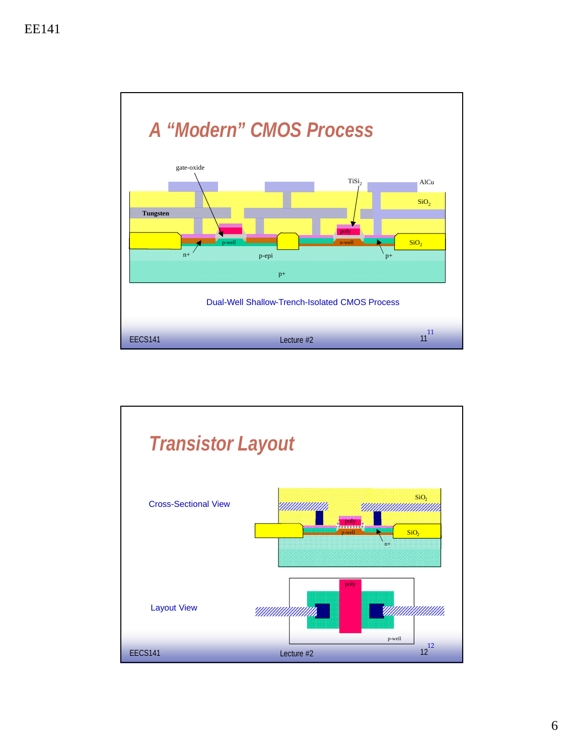## A "Modern" CMOS Process

Dual-Well Shallow-Trench-Isolated CMOS Process

## Transistor Layout

Cross-Sectional View

Layout View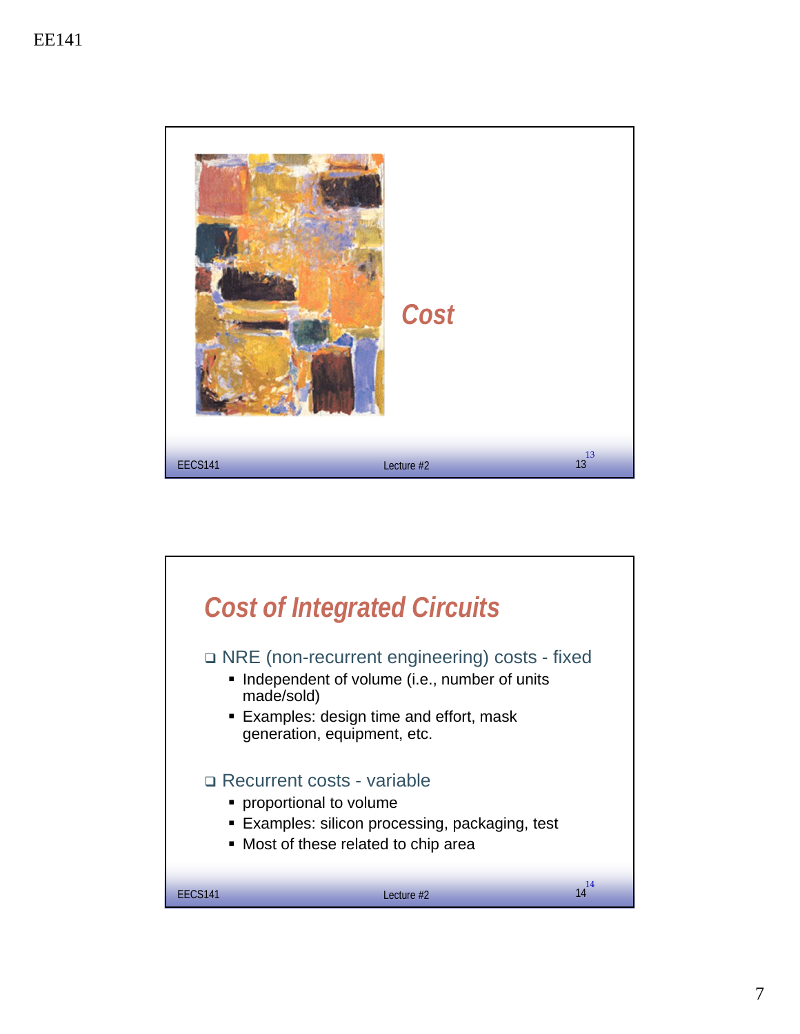# Cost

## Cost of Integrated Circuits

- NRE (non-recurrent engineering) costs - fixed
  - Independent of volume (i.e., number of units made/sold)
  - Examples: design time and effort, mask generation, equipment, etc.
- Recurrent costs - variable
  - proportional to volume
  - Examples: silicon processing, packaging, test
  - Most of these related to chip area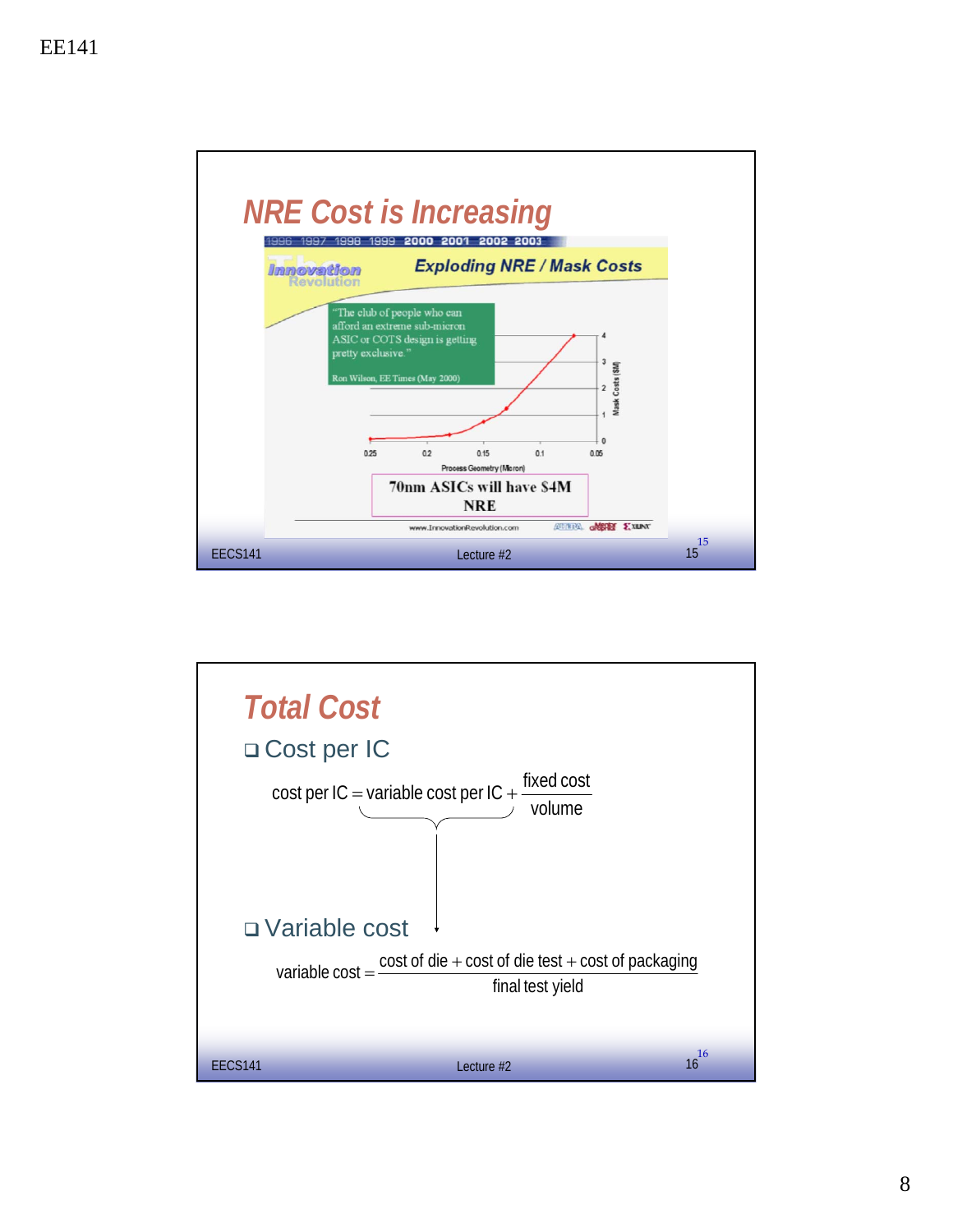## NRE Cost is Increasing

1996 1997 1998 1999 **2000 2001 2002 2003**

*Innovation Revolution*

***Exploding NRE / Mask Costs***

"The club of people who can afford an extreme sub-micron ASIC or COTS design is getting pretty exclusive."

Ron Wilson, EE Times (May 2000)

Mask Costs ($M): 0, 1, 2, 3, 4

Process Geometry (Micron): 0.25, 0.2, 0.15, 0.1, 0.05

**70nm ASICs will have $4M NRE**

www.InnovationRevolution.com

## Total Cost

- Cost per IC

$$\text{cost per IC} = \underbrace{\text{variable cost per IC}} + \frac{\text{fixed cost}}{\text{volume}}$$

- Variable cost

$$\text{variable cost} = \frac{\text{cost of die} + \text{cost of die test} + \text{cost of packaging}}{\text{final test yield}}$$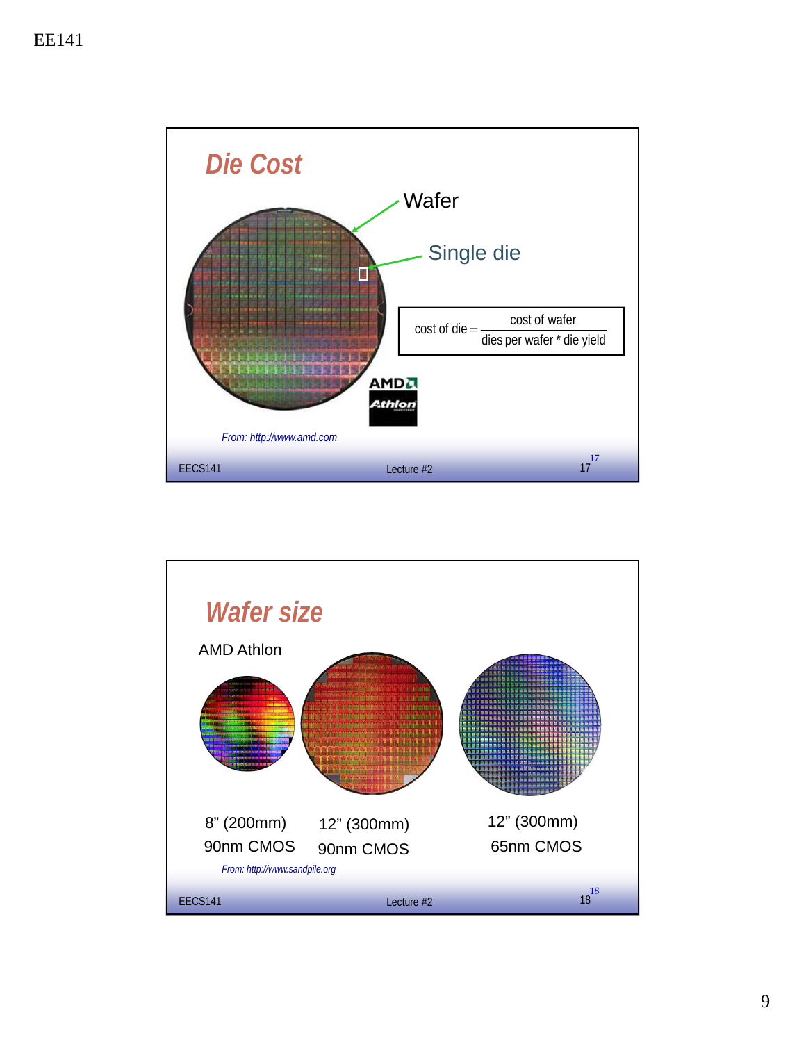## Die Cost

Wafer

Single die

$$\text{cost of die} = \frac{\text{cost of wafer}}{\text{dies per wafer} * \text{die yield}}$$

*From: http://www.amd.com*

## Wafer size

AMD Athlon

| 8" (200mm) | 12" (300mm) | 12" (300mm) |
| --- | --- | --- |
| 90nm CMOS | 90nm CMOS | 65nm CMOS |

*From: http://www.sandpile.org*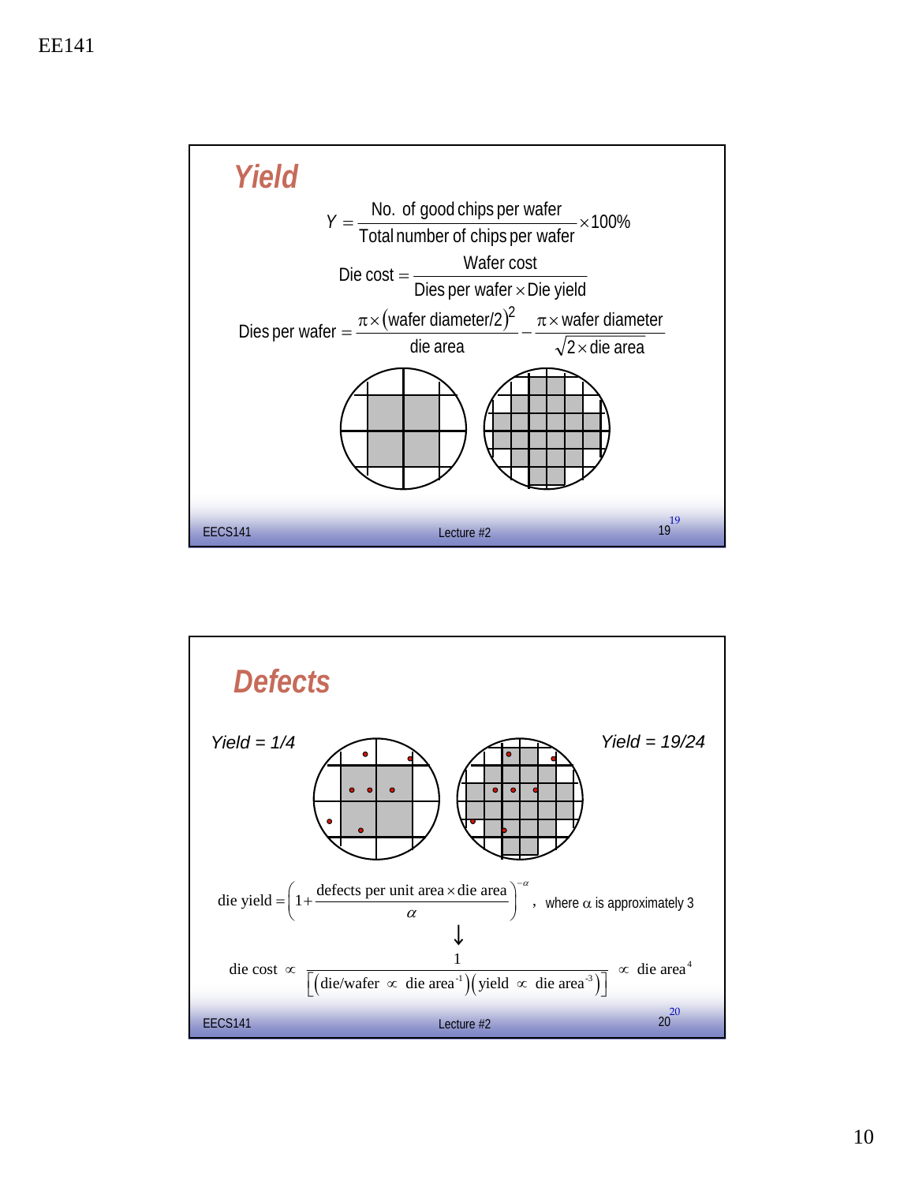## Yield

$$Y = \frac{\text{No. of good chips per wafer}}{\text{Total number of chips per wafer}} \times 100\%$$

$$\text{Die cost} = \frac{\text{Wafer cost}}{\text{Dies per wafer} \times \text{Die yield}}$$

$$\text{Dies per wafer} = \frac{\pi \times (\text{wafer diameter}/2)^2}{\text{die area}} - \frac{\pi \times \text{wafer diameter}}{\sqrt{2 \times \text{die area}}}$$

## Defects

*Yield = 1/4*

*Yield = 19/24*

$$\text{die yield} = \left(1 + \frac{\text{defects per unit area} \times \text{die area}}{\alpha}\right)^{-\alpha}$$

where $\alpha$ is approximately 3

$$\downarrow$$

$$\text{die cost} \propto \frac{1}{\left[\left(\text{die/wafer} \propto \text{die area}^{-1}\right)\left(\text{yield} \propto \text{die area}^{-3}\right)\right]} \propto \text{die area}^{4}$$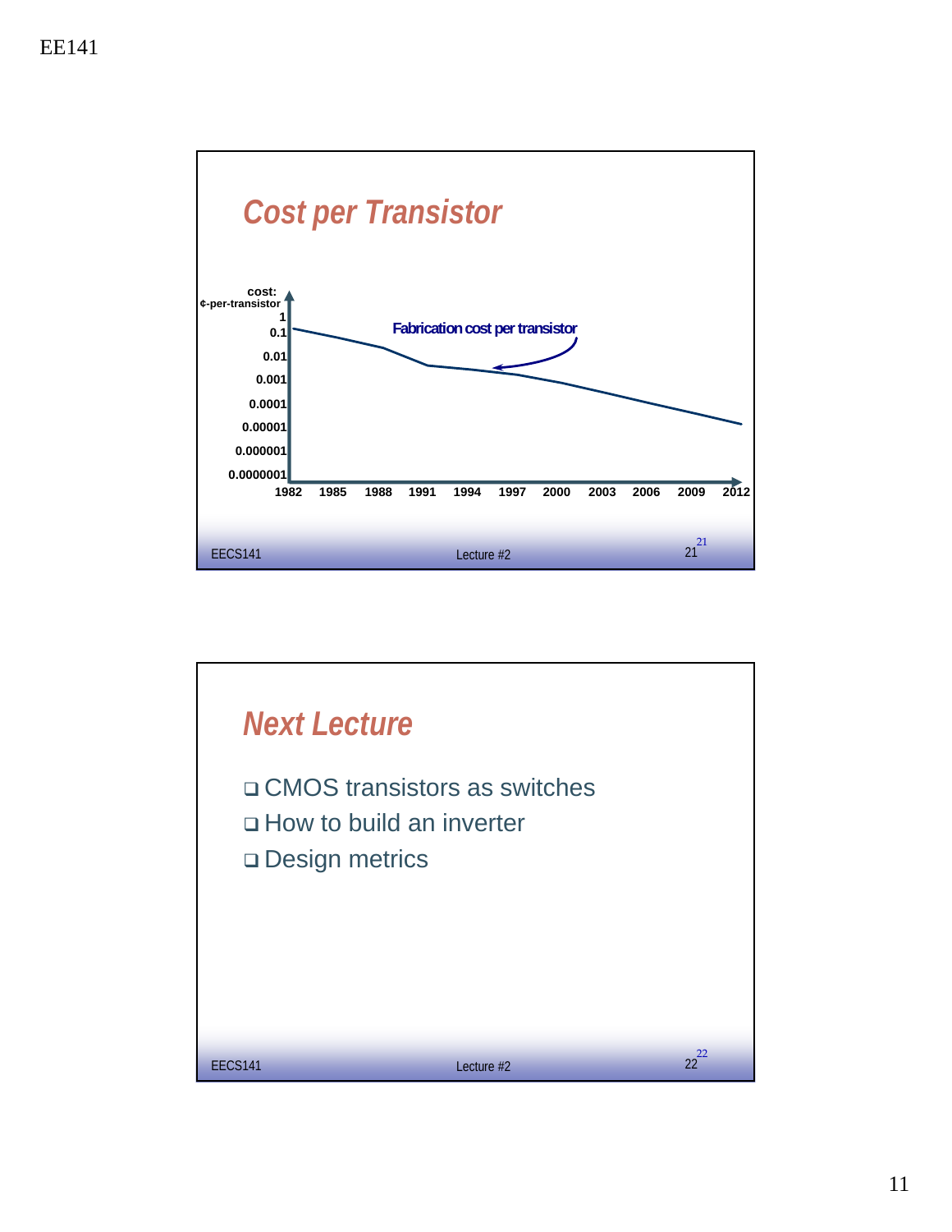## Cost per Transistor

cost:
¢-per-transistor

1
0.1
0.01
0.001
0.0001
0.00001
0.000001
0.0000001

1982 1985 1988 1991 1994 1997 2000 2003 2006 2009 2012

Fabrication cost per transistor

## Next Lecture

- CMOS transistors as switches
- How to build an inverter
- Design metrics